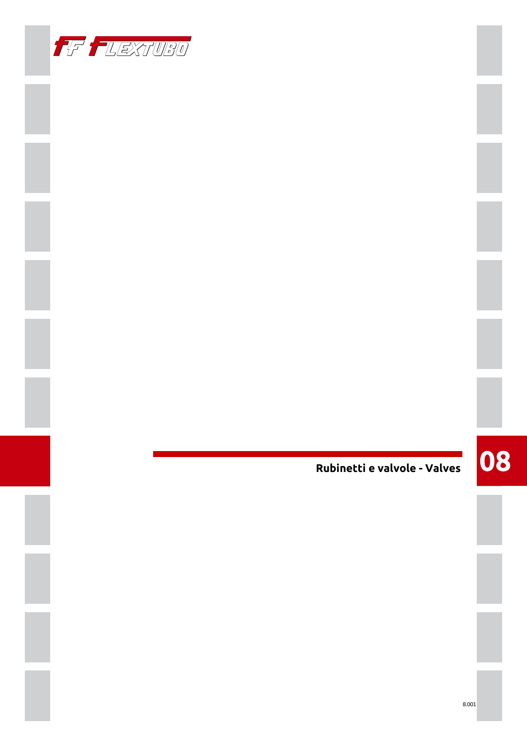# 08

## Rubinetti e valvole - Valves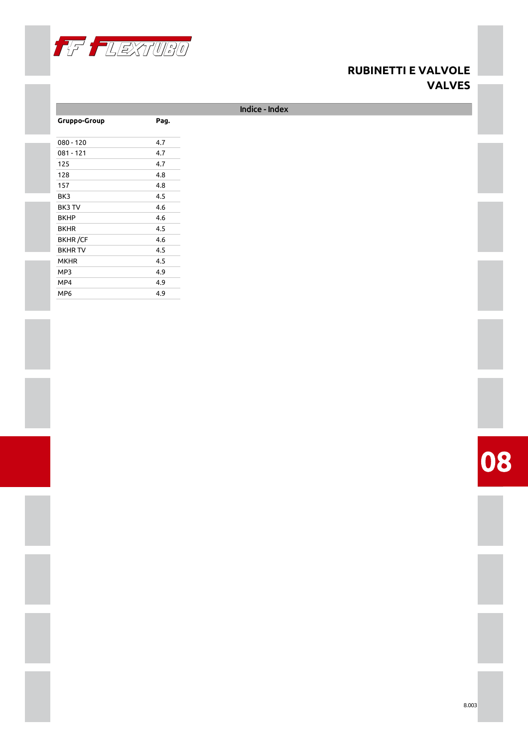# RUBINETTI E VALVOLE
# VALVES

## Indice - Index

| Gruppo-Group | Pag. |
|---|---|
| 080 - 120 | 4.7 |
| 081 - 121 | 4.7 |
| 125 | 4.7 |
| 128 | 4.8 |
| 157 | 4.8 |
| BK3 | 4.5 |
| BK3 TV | 4.6 |
| BKHP | 4.6 |
| BKHR | 4.5 |
| BKHR /CF | 4.6 |
| BKHR TV | 4.5 |
| MKHR | 4.5 |
| MP3 | 4.9 |
| MP4 | 4.9 |
| MP6 | 4.9 |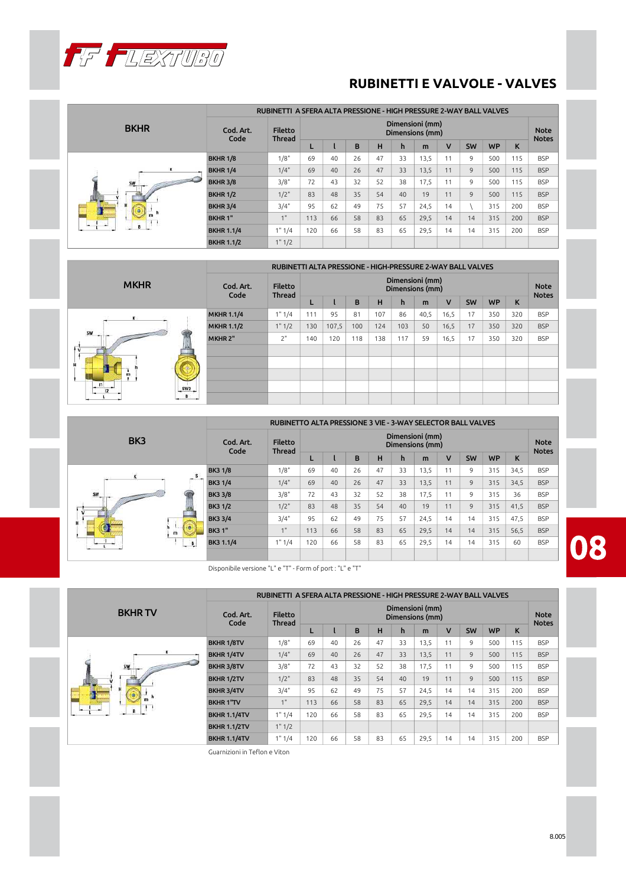# RUBINETTI E VALVOLE - VALVES

## BKHR

RUBINETTI A SFERA ALTA PRESSIONE - HIGH PRESSURE 2-WAY BALL VALVES

| Cod. Art. Code | Filetto Thread | Dimensioni (mm) Dimensions (mm) | | | | | | | | | | Note Notes |
|---|---|---|---|---|---|---|---|---|---|---|---|---|
| | | L | l | B | H | h | m | V | SW | WP | K | |
| BKHR 1/8 | 1/8" | 69 | 40 | 26 | 47 | 33 | 13,5 | 11 | 9 | 500 | 115 | BSP |
| BKHR 1/4 | 1/4" | 69 | 40 | 26 | 47 | 33 | 13,5 | 11 | 9 | 500 | 115 | BSP |
| BKHR 3/8 | 3/8" | 72 | 43 | 32 | 52 | 38 | 17,5 | 11 | 9 | 500 | 115 | BSP |
| BKHR 1/2 | 1/2" | 83 | 48 | 35 | 54 | 40 | 19 | 11 | 9 | 500 | 115 | BSP |
| BKHR 3/4 | 3/4" | 95 | 62 | 49 | 75 | 57 | 24,5 | 14 | \ | 315 | 200 | BSP |
| BKHR 1" | 1" | 113 | 66 | 58 | 83 | 65 | 29,5 | 14 | 14 | 315 | 200 | BSP |
| BKHR 1.1/4 | 1" 1/4 | 120 | 66 | 58 | 83 | 65 | 29,5 | 14 | 14 | 315 | 200 | BSP |
| BKHR 1.1/2 | 1" 1/2 | | | | | | | | | | | |

## MKHR

RUBINETTI ALTA PRESSIONE - HIGH-PRESSURE 2-WAY BALL VALVES

| Cod. Art. Code | Filetto Thread | Dimensioni (mm) Dimensions (mm) | | | | | | | | | | Note Notes |
|---|---|---|---|---|---|---|---|---|---|---|---|---|
| | | L | l | B | H | h | m | V | SW | WP | K | |
| MKHR 1.1/4 | 1" 1/4 | 111 | 95 | 81 | 107 | 86 | 40,5 | 16,5 | 17 | 350 | 320 | BSP |
| MKHR 1.1/2 | 1" 1/2 | 130 | 107,5 | 100 | 124 | 103 | 50 | 16,5 | 17 | 350 | 320 | BSP |
| MKHR 2" | 2" | 140 | 120 | 118 | 138 | 117 | 59 | 16,5 | 17 | 350 | 320 | BSP |

## BK3

RUBINETTO ALTA PRESSIONE 3 VIE - 3-WAY SELECTOR BALL VALVES

| Cod. Art. Code | Filetto Thread | Dimensioni (mm) Dimensions (mm) | | | | | | | | | | Note Notes |
|---|---|---|---|---|---|---|---|---|---|---|---|---|
| | | L | l | B | H | h | m | V | SW | WP | K | |
| BK3 1/8 | 1/8" | 69 | 40 | 26 | 47 | 33 | 13,5 | 11 | 9 | 315 | 34,5 | BSP |
| BK3 1/4 | 1/4" | 69 | 40 | 26 | 47 | 33 | 13,5 | 11 | 9 | 315 | 34,5 | BSP |
| BK3 3/8 | 3/8" | 72 | 43 | 32 | 52 | 38 | 17,5 | 11 | 9 | 315 | 36 | BSP |
| BK3 1/2 | 1/2" | 83 | 48 | 35 | 54 | 40 | 19 | 11 | 9 | 315 | 41,5 | BSP |
| BK3 3/4 | 3/4" | 95 | 62 | 49 | 75 | 57 | 24,5 | 14 | 14 | 315 | 47,5 | BSP |
| BK3 1" | 1" | 113 | 66 | 58 | 83 | 65 | 29,5 | 14 | 14 | 315 | 56,5 | BSP |
| BK3 1.1/4 | 1" 1/4 | 120 | 66 | 58 | 83 | 65 | 29,5 | 14 | 14 | 315 | 60 | BSP |

Disponibile versione "L" e "T" - Form of port : "L" e "T"

## BKHR TV

RUBINETTI A SFERA ALTA PRESSIONE - HIGH PRESSURE 2-WAY BALL VALVES

| Cod. Art. Code | Filetto Thread | Dimensioni (mm) Dimensions (mm) | | | | | | | | | | Note Notes |
|---|---|---|---|---|---|---|---|---|---|---|---|---|
| | | L | l | B | H | h | m | V | SW | WP | K | |
| BKHR 1/8TV | 1/8" | 69 | 40 | 26 | 47 | 33 | 13,5 | 11 | 9 | 500 | 115 | BSP |
| BKHR 1/4TV | 1/4" | 69 | 40 | 26 | 47 | 33 | 13,5 | 11 | 9 | 500 | 115 | BSP |
| BKHR 3/8TV | 3/8" | 72 | 43 | 32 | 52 | 38 | 17,5 | 11 | 9 | 500 | 115 | BSP |
| BKHR 1/2TV | 1/2" | 83 | 48 | 35 | 54 | 40 | 19 | 11 | 9 | 500 | 115 | BSP |
| BKHR 3/4TV | 3/4" | 95 | 62 | 49 | 75 | 57 | 24,5 | 14 | 14 | 315 | 200 | BSP |
| BKHR 1"TV | 1" | 113 | 66 | 58 | 83 | 65 | 29,5 | 14 | 14 | 315 | 200 | BSP |
| BKHR 1.1/4TV | 1" 1/4 | 120 | 66 | 58 | 83 | 65 | 29,5 | 14 | 14 | 315 | 200 | BSP |
| BKHR 1.1/2TV | 1" 1/2 | | | | | | | | | | | |
| BKHR 1.1/4TV | 1" 1/4 | 120 | 66 | 58 | 83 | 65 | 29,5 | 14 | 14 | 315 | 200 | BSP |

Guarnizioni in Teflon e Viton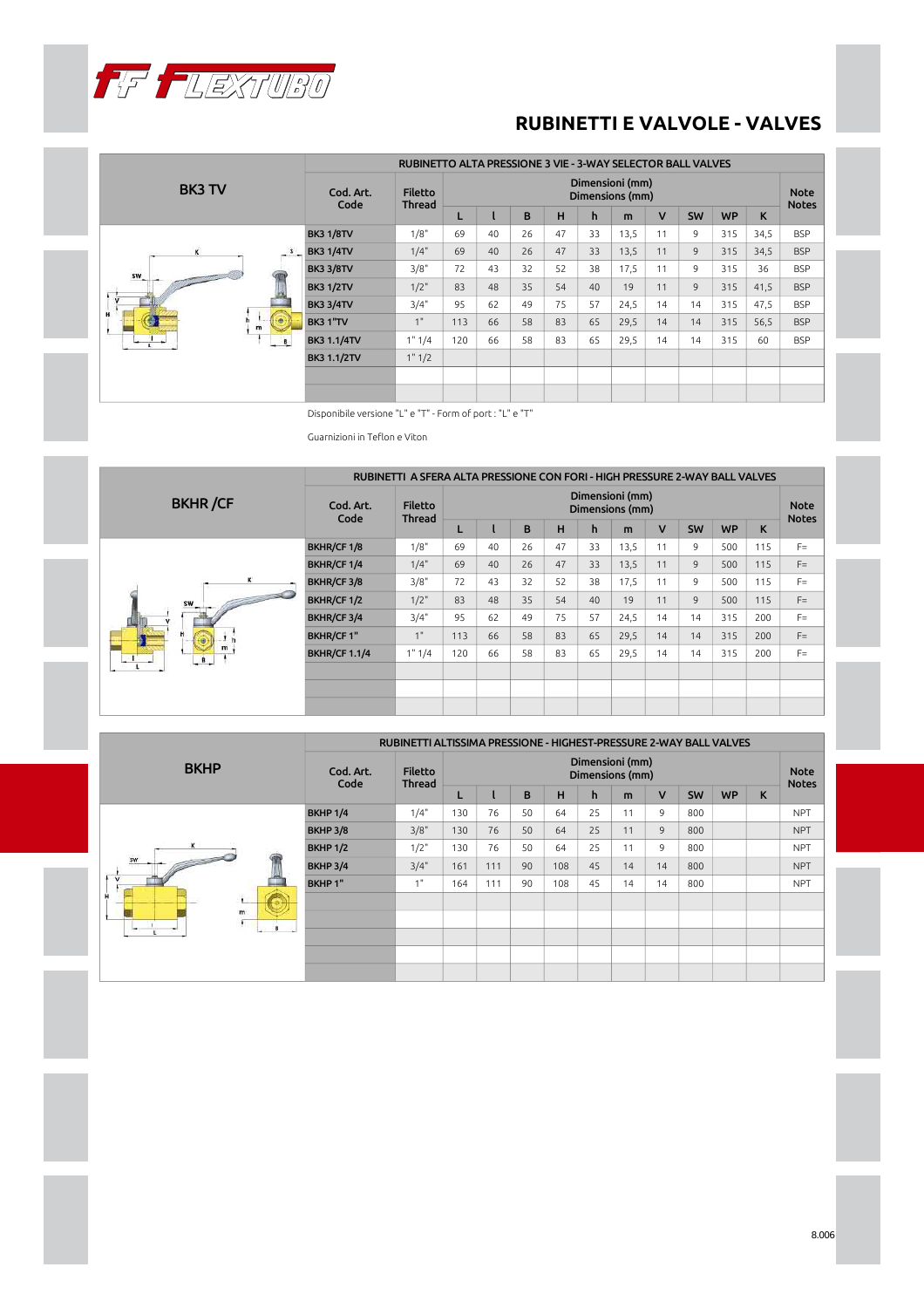# RUBINETTI E VALVOLE - VALVES

## BK3 TV

| RUBINETTO ALTA PRESSIONE 3 VIE - 3-WAY SELECTOR BALL VALVES | | | | | | | | | | | | |
|---|---|---|---|---|---|---|---|---|---|---|---|---|
| Cod. Art. Code | Filetto Thread | Dimensioni (mm) Dimensions (mm) | | | | | | | | | | Note Notes |
| | | L | l | B | H | h | m | V | SW | WP | K | |
| BK3 1/8TV | 1/8" | 69 | 40 | 26 | 47 | 33 | 13,5 | 11 | 9 | 315 | 34,5 | BSP |
| BK3 1/4TV | 1/4" | 69 | 40 | 26 | 47 | 33 | 13,5 | 11 | 9 | 315 | 34,5 | BSP |
| BK3 3/8TV | 3/8" | 72 | 43 | 32 | 52 | 38 | 17,5 | 11 | 9 | 315 | 36 | BSP |
| BK3 1/2TV | 1/2" | 83 | 48 | 35 | 54 | 40 | 19 | 11 | 9 | 315 | 41,5 | BSP |
| BK3 3/4TV | 3/4" | 95 | 62 | 49 | 75 | 57 | 24,5 | 14 | 14 | 315 | 47,5 | BSP |
| BK3 1"TV | 1" | 113 | 66 | 58 | 83 | 65 | 29,5 | 14 | 14 | 315 | 56,5 | BSP |
| BK3 1.1/4TV | 1" 1/4 | 120 | 66 | 58 | 83 | 65 | 29,5 | 14 | 14 | 315 | 60 | BSP |
| BK3 1.1/2TV | 1" 1/2 | | | | | | | | | | | |

Disponibile versione "L" e "T" - Form of port : "L" e "T"

Guarnizioni in Teflon e Viton

## BKHR /CF

| RUBINETTI A SFERA ALTA PRESSIONE CON FORI - HIGH PRESSURE 2-WAY BALL VALVES | | | | | | | | | | | | |
|---|---|---|---|---|---|---|---|---|---|---|---|---|
| Cod. Art. Code | Filetto Thread | Dimensioni (mm) Dimensions (mm) | | | | | | | | | | Note Notes |
| | | L | l | B | H | h | m | V | SW | WP | K | |
| BKHR/CF 1/8 | 1/8" | 69 | 40 | 26 | 47 | 33 | 13,5 | 11 | 9 | 500 | 115 | F= |
| BKHR/CF 1/4 | 1/4" | 69 | 40 | 26 | 47 | 33 | 13,5 | 11 | 9 | 500 | 115 | F= |
| BKHR/CF 3/8 | 3/8" | 72 | 43 | 32 | 52 | 38 | 17,5 | 11 | 9 | 500 | 115 | F= |
| BKHR/CF 1/2 | 1/2" | 83 | 48 | 35 | 54 | 40 | 19 | 11 | 9 | 500 | 115 | F= |
| BKHR/CF 3/4 | 3/4" | 95 | 62 | 49 | 75 | 57 | 24,5 | 14 | 14 | 315 | 200 | F= |
| BKHR/CF 1" | 1" | 113 | 66 | 58 | 83 | 65 | 29,5 | 14 | 14 | 315 | 200 | F= |
| BKHR/CF 1.1/4 | 1" 1/4 | 120 | 66 | 58 | 83 | 65 | 29,5 | 14 | 14 | 315 | 200 | F= |

## BKHP

| RUBINETTI ALTISSIMA PRESSIONE - HIGHEST-PRESSURE 2-WAY BALL VALVES | | | | | | | | | | | | |
|---|---|---|---|---|---|---|---|---|---|---|---|---|
| Cod. Art. Code | Filetto Thread | Dimensioni (mm) Dimensions (mm) | | | | | | | | | | Note Notes |
| | | L | l | B | H | h | m | V | SW | WP | K | |
| BKHP 1/4 | 1/4" | 130 | 76 | 50 | 64 | 25 | 11 | 9 | 800 | | | NPT |
| BKHP 3/8 | 3/8" | 130 | 76 | 50 | 64 | 25 | 11 | 9 | 800 | | | NPT |
| BKHP 1/2 | 1/2" | 130 | 76 | 50 | 64 | 25 | 11 | 9 | 800 | | | NPT |
| BKHP 3/4 | 3/4" | 161 | 111 | 90 | 108 | 45 | 14 | 14 | 800 | | | NPT |
| BKHP 1" | 1" | 164 | 111 | 90 | 108 | 45 | 14 | 14 | 800 | | | NPT |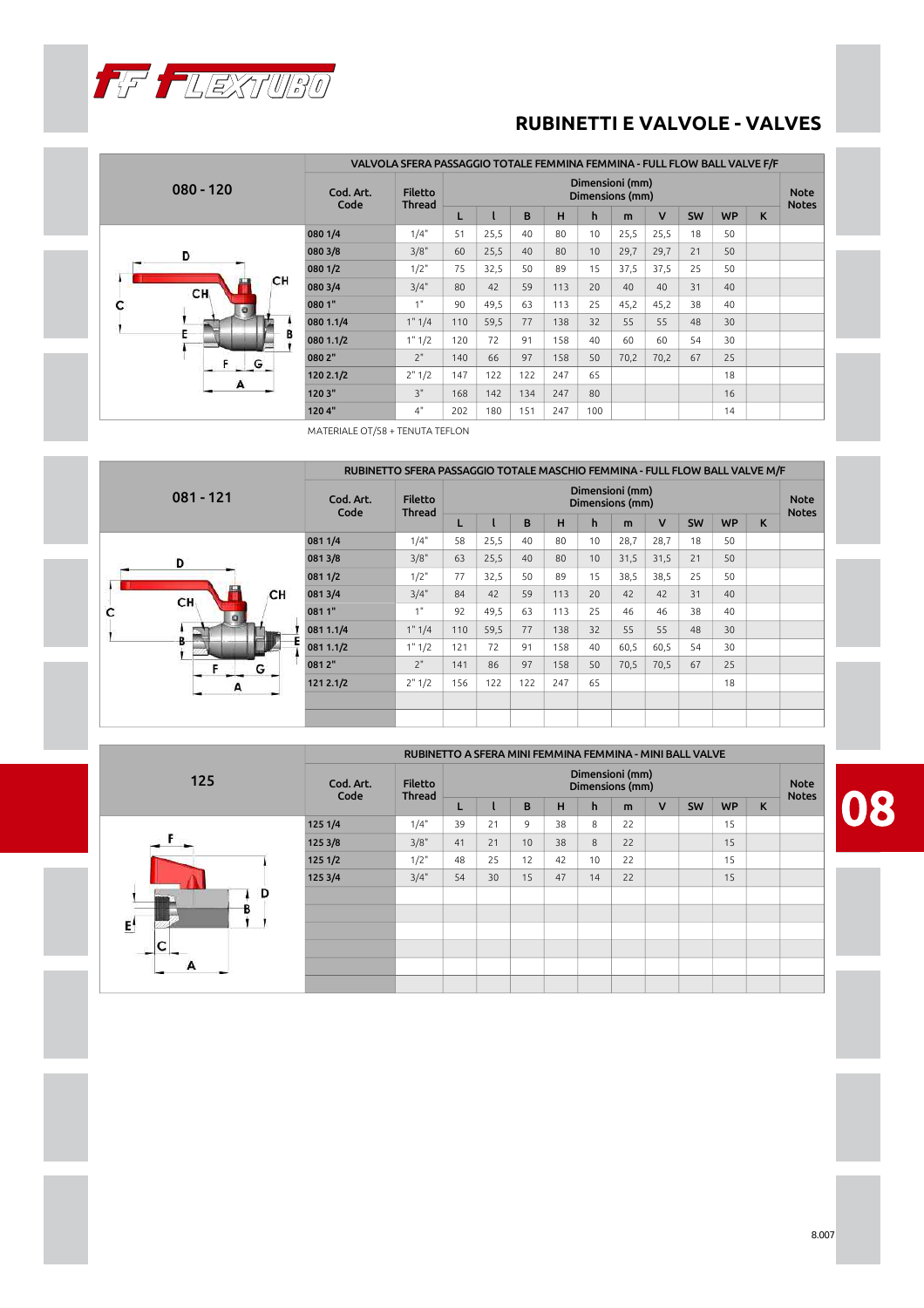# RUBINETTI E VALVOLE - VALVES

## 080 - 120

VALVOLA SFERA PASSAGGIO TOTALE FEMMINA FEMMINA - FULL FLOW BALL VALVE F/F

| Cod. Art. Code | Filetto Thread | Dimensioni (mm) Dimensions (mm) | | | | | | | | | | Note Notes |
|---|---|---|---|---|---|---|---|---|---|---|---|---|
| | | L | l | B | H | h | m | V | SW | WP | K | |
| 080 1/4 | 1/4" | 51 | 25,5 | 40 | 80 | 10 | 25,5 | 25,5 | 18 | 50 | | |
| 080 3/8 | 3/8" | 60 | 25,5 | 40 | 80 | 10 | 29,7 | 29,7 | 21 | 50 | | |
| 080 1/2 | 1/2" | 75 | 32,5 | 50 | 89 | 15 | 37,5 | 37,5 | 25 | 50 | | |
| 080 3/4 | 3/4" | 80 | 42 | 59 | 113 | 20 | 40 | 40 | 31 | 40 | | |
| 080 1" | 1" | 90 | 49,5 | 63 | 113 | 25 | 45,2 | 45,2 | 38 | 40 | | |
| 080 1.1/4 | 1" 1/4 | 110 | 59,5 | 77 | 138 | 32 | 55 | 55 | 48 | 30 | | |
| 080 1.1/2 | 1" 1/2 | 120 | 72 | 91 | 158 | 40 | 60 | 60 | 54 | 30 | | |
| 080 2" | 2" | 140 | 66 | 97 | 158 | 50 | 70,2 | 70,2 | 67 | 25 | | |
| 120 2.1/2 | 2" 1/2 | 147 | 122 | 122 | 247 | 65 | | | | 18 | | |
| 120 3" | 3" | 168 | 142 | 134 | 247 | 80 | | | | 16 | | |
| 120 4" | 4" | 202 | 180 | 151 | 247 | 100 | | | | 14 | | |

MATERIALE OT/58 + TENUTA TEFLON

## 081 - 121

RUBINETTO SFERA PASSAGGIO TOTALE MASCHIO FEMMINA - FULL FLOW BALL VALVE M/F

| Cod. Art. Code | Filetto Thread | Dimensioni (mm) Dimensions (mm) | | | | | | | | | | Note Notes |
|---|---|---|---|---|---|---|---|---|---|---|---|---|
| | | L | l | B | H | h | m | V | SW | WP | K | |
| 081 1/4 | 1/4" | 58 | 25,5 | 40 | 80 | 10 | 28,7 | 28,7 | 18 | 50 | | |
| 081 3/8 | 3/8" | 63 | 25,5 | 40 | 80 | 10 | 31,5 | 31,5 | 21 | 50 | | |
| 081 1/2 | 1/2" | 77 | 32,5 | 50 | 89 | 15 | 38,5 | 38,5 | 25 | 50 | | |
| 081 3/4 | 3/4" | 84 | 42 | 59 | 113 | 20 | 42 | 42 | 31 | 40 | | |
| 081 1" | 1" | 92 | 49,5 | 63 | 113 | 25 | 46 | 46 | 38 | 40 | | |
| 081 1.1/4 | 1" 1/4 | 110 | 59,5 | 77 | 138 | 32 | 55 | 55 | 48 | 30 | | |
| 081 1.1/2 | 1" 1/2 | 121 | 72 | 91 | 158 | 40 | 60,5 | 60,5 | 54 | 30 | | |
| 081 2" | 2" | 141 | 86 | 97 | 158 | 50 | 70,5 | 70,5 | 67 | 25 | | |
| 121 2.1/2 | 2" 1/2 | 156 | 122 | 122 | 247 | 65 | | | | 18 | | |

## 125

RUBINETTO A SFERA MINI FEMMINA FEMMINA - MINI BALL VALVE

| Cod. Art. Code | Filetto Thread | Dimensioni (mm) Dimensions (mm) | | | | | | | | | | Note Notes |
|---|---|---|---|---|---|---|---|---|---|---|---|---|
| | | L | l | B | H | h | m | V | SW | WP | K | |
| 125 1/4 | 1/4" | 39 | 21 | 9 | 38 | 8 | 22 | | | 15 | | |
| 125 3/8 | 3/8" | 41 | 21 | 10 | 38 | 8 | 22 | | | 15 | | |
| 125 1/2 | 1/2" | 48 | 25 | 12 | 42 | 10 | 22 | | | 15 | | |
| 125 3/4 | 3/4" | 54 | 30 | 15 | 47 | 14 | 22 | | | 15 | | |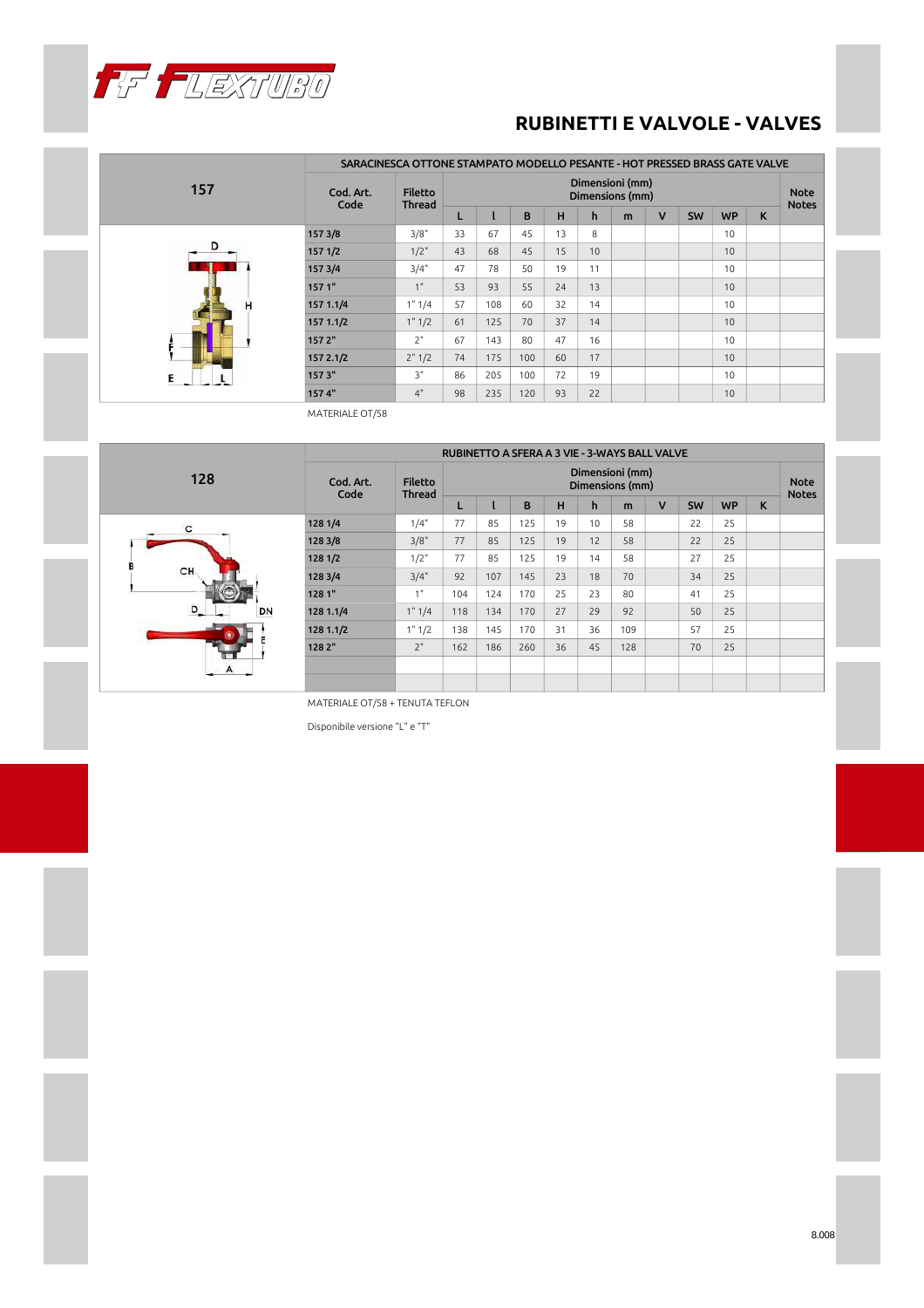# RUBINETTI E VALVOLE - VALVES

## 157

| SARACINESCA OTTONE STAMPATO MODELLO PESANTE - HOT PRESSED BRASS GATE VALVE | | | | | | | | | | | | |
|---|---|---|---|---|---|---|---|---|---|---|---|---|
| Cod. Art. Code | Filetto Thread | Dimensioni (mm) Dimensions (mm) | | | | | | | | | | Note Notes |
| | | L | l | B | H | h | m | V | SW | WP | K | |
| 157 3/8 | 3/8" | 33 | 67 | 45 | 13 | 8 | | | | 10 | | |
| 157 1/2 | 1/2" | 43 | 68 | 45 | 15 | 10 | | | | 10 | | |
| 157 3/4 | 3/4" | 47 | 78 | 50 | 19 | 11 | | | | 10 | | |
| 157 1" | 1" | 53 | 93 | 55 | 24 | 13 | | | | 10 | | |
| 157 1.1/4 | 1" 1/4 | 57 | 108 | 60 | 32 | 14 | | | | 10 | | |
| 157 1.1/2 | 1" 1/2 | 61 | 125 | 70 | 37 | 14 | | | | 10 | | |
| 157 2" | 2" | 67 | 143 | 80 | 47 | 16 | | | | 10 | | |
| 157 2.1/2 | 2" 1/2 | 74 | 175 | 100 | 60 | 17 | | | | 10 | | |
| 157 3" | 3" | 86 | 205 | 100 | 72 | 19 | | | | 10 | | |
| 157 4" | 4" | 98 | 235 | 120 | 93 | 22 | | | | 10 | | |

MATERIALE OT/58

## 128

| RUBINETTO A SFERA A 3 VIE - 3-WAYS BALL VALVE | | | | | | | | | | | | |
|---|---|---|---|---|---|---|---|---|---|---|---|---|
| Cod. Art. Code | Filetto Thread | Dimensioni (mm) Dimensions (mm) | | | | | | | | | | Note Notes |
| | | L | l | B | H | h | m | V | SW | WP | K | |
| 128 1/4 | 1/4" | 77 | 85 | 125 | 19 | 10 | 58 | | 22 | 25 | | |
| 128 3/8 | 3/8" | 77 | 85 | 125 | 19 | 12 | 58 | | 22 | 25 | | |
| 128 1/2 | 1/2" | 77 | 85 | 125 | 19 | 14 | 58 | | 27 | 25 | | |
| 128 3/4 | 3/4" | 92 | 107 | 145 | 23 | 18 | 70 | | 34 | 25 | | |
| 128 1" | 1" | 104 | 124 | 170 | 25 | 23 | 80 | | 41 | 25 | | |
| 128 1.1/4 | 1" 1/4 | 118 | 134 | 170 | 27 | 29 | 92 | | 50 | 25 | | |
| 128 1.1/2 | 1" 1/2 | 138 | 145 | 170 | 31 | 36 | 109 | | 57 | 25 | | |
| 128 2" | 2" | 162 | 186 | 260 | 36 | 45 | 128 | | 70 | 25 | | |

MATERIALE OT/58 + TENUTA TEFLON

Disponibile versione "L" e "T"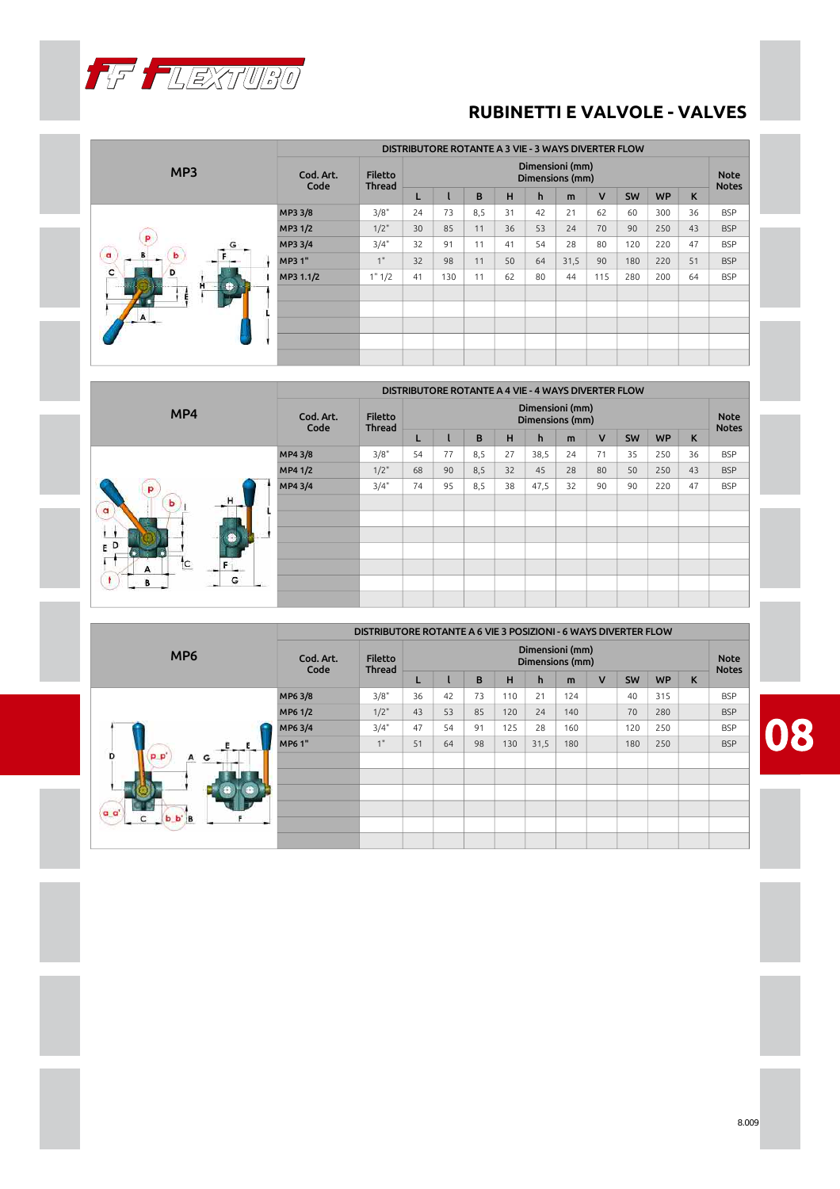# RUBINETTI E VALVOLE - VALVES

## MP3

DISTRIBUTORE ROTANTE A 3 VIE - 3 WAYS DIVERTER FLOW

| Cod. Art. Code | Filetto Thread | Dimensioni (mm) Dimensions (mm) | | | | | | | | | | Note Notes |
|---|---|---|---|---|---|---|---|---|---|---|---|---|
| | | L | l | B | H | h | m | V | SW | WP | K | |
| MP3 3/8 | 3/8" | 24 | 73 | 8,5 | 31 | 42 | 21 | 62 | 60 | 300 | 36 | BSP |
| MP3 1/2 | 1/2" | 30 | 85 | 11 | 36 | 53 | 24 | 70 | 90 | 250 | 43 | BSP |
| MP3 3/4 | 3/4" | 32 | 91 | 11 | 41 | 54 | 28 | 80 | 120 | 220 | 47 | BSP |
| MP3 1" | 1" | 32 | 98 | 11 | 50 | 64 | 31,5 | 90 | 180 | 220 | 51 | BSP |
| MP3 1.1/2 | 1" 1/2 | 41 | 130 | 11 | 62 | 80 | 44 | 115 | 280 | 200 | 64 | BSP |

## MP4

DISTRIBUTORE ROTANTE A 4 VIE - 4 WAYS DIVERTER FLOW

| Cod. Art. Code | Filetto Thread | Dimensioni (mm) Dimensions (mm) | | | | | | | | | | Note Notes |
|---|---|---|---|---|---|---|---|---|---|---|---|---|
| | | L | l | B | H | h | m | V | SW | WP | K | |
| MP4 3/8 | 3/8" | 54 | 77 | 8,5 | 27 | 38,5 | 24 | 71 | 35 | 250 | 36 | BSP |
| MP4 1/2 | 1/2" | 68 | 90 | 8,5 | 32 | 45 | 28 | 80 | 50 | 250 | 43 | BSP |
| MP4 3/4 | 3/4" | 74 | 95 | 8,5 | 38 | 47,5 | 32 | 90 | 90 | 220 | 47 | BSP |

## MP6

DISTRIBUTORE ROTANTE A 6 VIE 3 POSIZIONI - 6 WAYS DIVERTER FLOW

| Cod. Art. Code | Filetto Thread | Dimensioni (mm) Dimensions (mm) | | | | | | | | | | Note Notes |
|---|---|---|---|---|---|---|---|---|---|---|---|---|
| | | L | l | B | H | h | m | V | SW | WP | K | |
| MP6 3/8 | 3/8" | 36 | 42 | 73 | 110 | 21 | 124 | | 40 | 315 | | BSP |
| MP6 1/2 | 1/2" | 43 | 53 | 85 | 120 | 24 | 140 | | 70 | 280 | | BSP |
| MP6 3/4 | 3/4" | 47 | 54 | 91 | 125 | 28 | 160 | | 120 | 250 | | BSP |
| MP6 1" | 1" | 51 | 64 | 98 | 130 | 31,5 | 180 | | 180 | 250 | | BSP |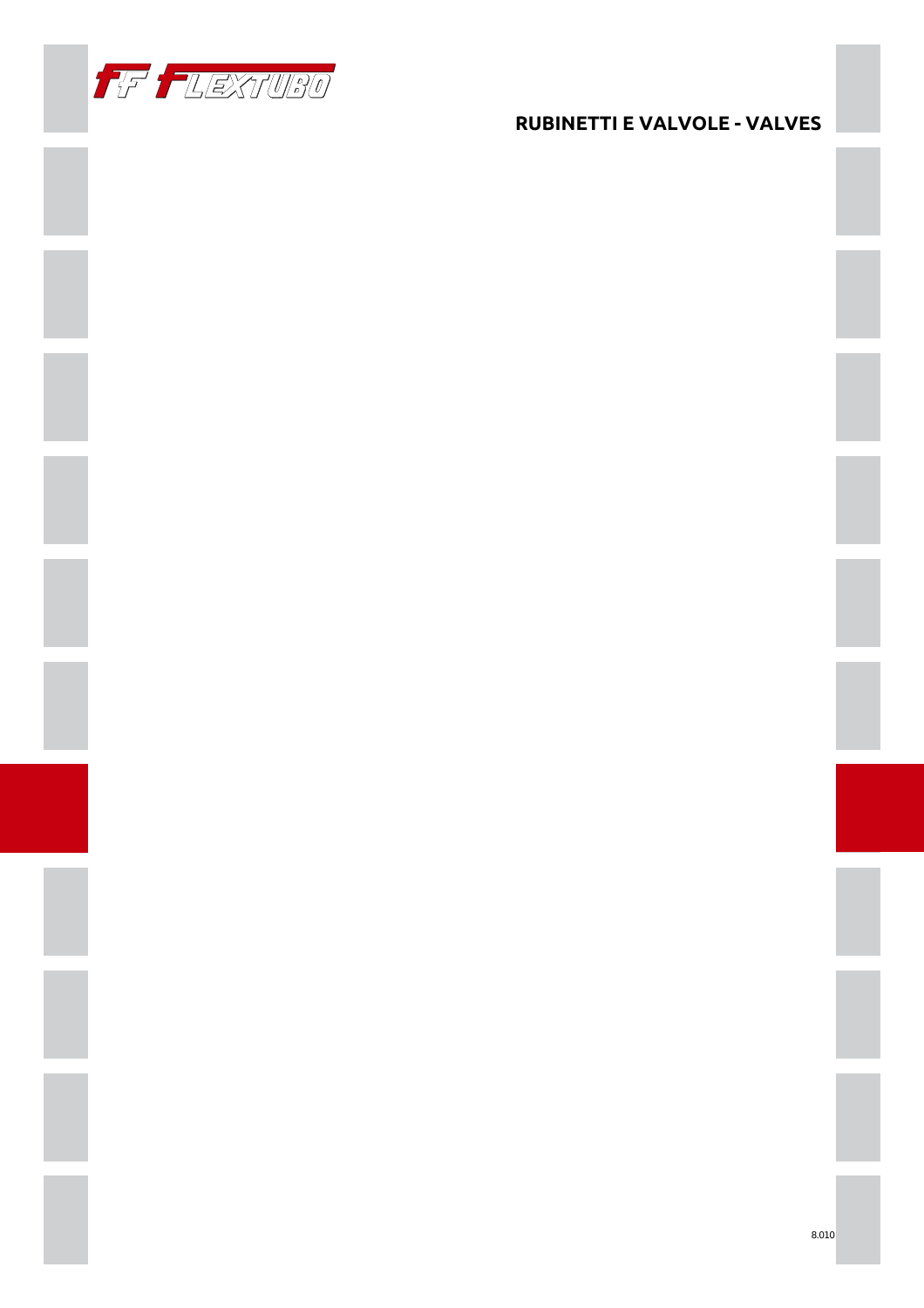# RUBINETTI E VALVOLE - VALVES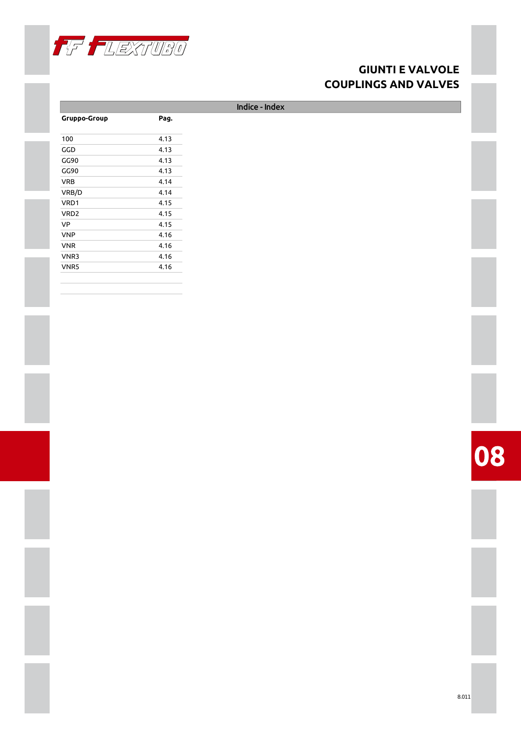# GIUNTI E VALVOLE
# COUPLINGS AND VALVES

**Indice - Index**

| Gruppo-Group | Pag. |
|---|---|
| 100 | 4.13 |
| GGD | 4.13 |
| GG90 | 4.13 |
| GG90 | 4.13 |
| VRB | 4.14 |
| VRB/D | 4.14 |
| VRD1 | 4.15 |
| VRD2 | 4.15 |
| VP | 4.15 |
| VNP | 4.16 |
| VNR | 4.16 |
| VNR3 | 4.16 |
| VNR5 | 4.16 |

08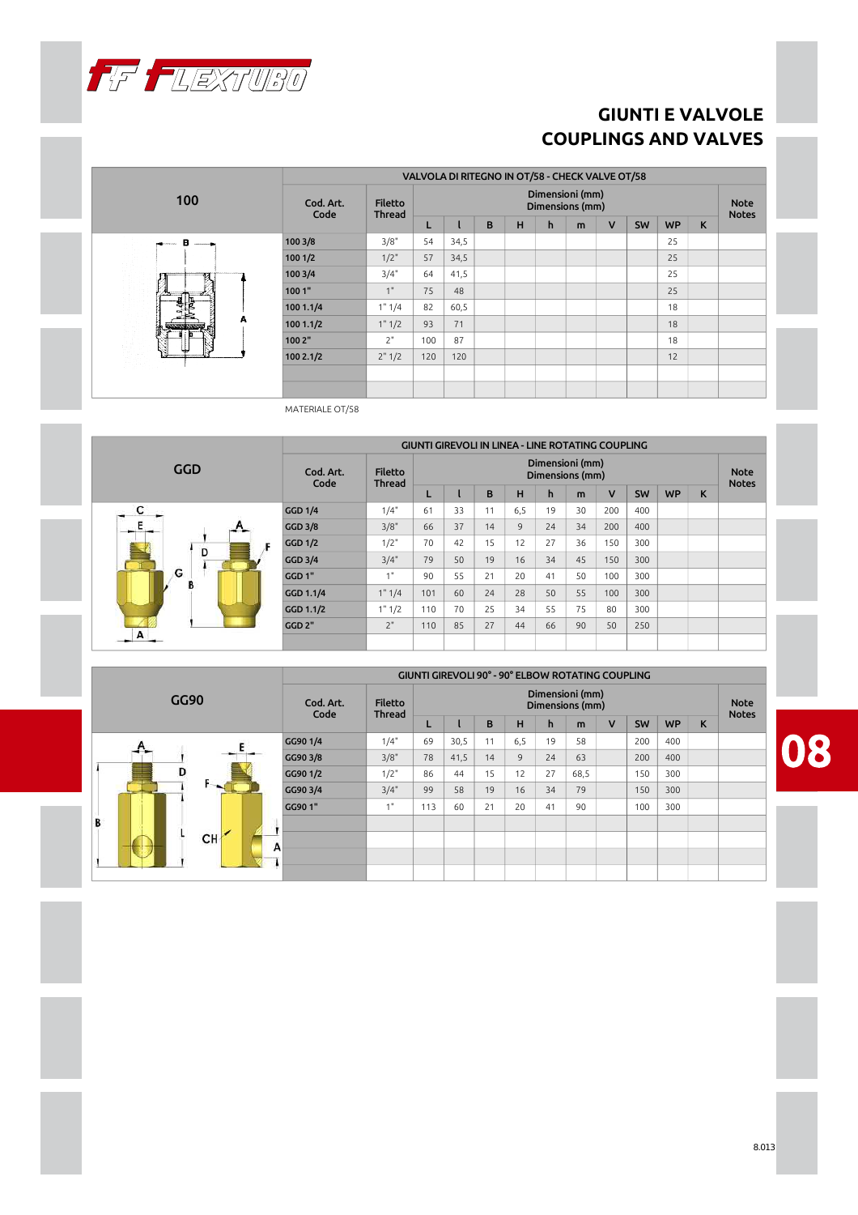# GIUNTI E VALVOLE
# COUPLINGS AND VALVES

## 100

| Cod. Art. Code | Filetto Thread | VALVOLA DI RITEGNO IN OT/58 - CHECK VALVE OT/58 Dimensioni (mm) Dimensions (mm) L | l | B | H | h | m | V | SW | WP | K | Note Notes |
|---|---|---|---|---|---|---|---|---|---|---|---|---|
| 100 3/8 | 3/8" | 54 | 34,5 | | | | | | | 25 | | |
| 100 1/2 | 1/2" | 57 | 34,5 | | | | | | | 25 | | |
| 100 3/4 | 3/4" | 64 | 41,5 | | | | | | | 25 | | |
| 100 1" | 1" | 75 | 48 | | | | | | | 25 | | |
| 100 1.1/4 | 1" 1/4 | 82 | 60,5 | | | | | | | 18 | | |
| 100 1.1/2 | 1" 1/2 | 93 | 71 | | | | | | | 18 | | |
| 100 2" | 2" | 100 | 87 | | | | | | | 18 | | |
| 100 2.1/2 | 2" 1/2 | 120 | 120 | | | | | | | 12 | | |

MATERIALE OT/58

## GGD

| Cod. Art. Code | Filetto Thread | GIUNTI GIREVOLI IN LINEA - LINE ROTATING COUPLING Dimensioni (mm) Dimensions (mm) L | l | B | H | h | m | V | SW | WP | K | Note Notes |
|---|---|---|---|---|---|---|---|---|---|---|---|---|
| GGD 1/4 | 1/4" | 61 | 33 | 11 | 6,5 | 19 | 30 | 200 | 400 | | | |
| GGD 3/8 | 3/8" | 66 | 37 | 14 | 9 | 24 | 34 | 200 | 400 | | | |
| GGD 1/2 | 1/2" | 70 | 42 | 15 | 12 | 27 | 36 | 150 | 300 | | | |
| GGD 3/4 | 3/4" | 79 | 50 | 19 | 16 | 34 | 45 | 150 | 300 | | | |
| GGD 1" | 1" | 90 | 55 | 21 | 20 | 41 | 50 | 100 | 300 | | | |
| GGD 1.1/4 | 1" 1/4 | 101 | 60 | 24 | 28 | 50 | 55 | 100 | 300 | | | |
| GGD 1.1/2 | 1" 1/2 | 110 | 70 | 25 | 34 | 55 | 75 | 80 | 300 | | | |
| GGD 2" | 2" | 110 | 85 | 27 | 44 | 66 | 90 | 50 | 250 | | | |

## GG90

| Cod. Art. Code | Filetto Thread | GIUNTI GIREVOLI 90° - 90° ELBOW ROTATING COUPLING Dimensioni (mm) Dimensions (mm) L | l | B | H | h | m | V | SW | WP | K | Note Notes |
|---|---|---|---|---|---|---|---|---|---|---|---|---|
| GG90 1/4 | 1/4" | 69 | 30,5 | 11 | 6,5 | 19 | 58 | | 200 | 400 | | |
| GG90 3/8 | 3/8" | 78 | 41,5 | 14 | 9 | 24 | 63 | | 200 | 400 | | |
| GG90 1/2 | 1/2" | 86 | 44 | 15 | 12 | 27 | 68,5 | | 150 | 300 | | |
| GG90 3/4 | 3/4" | 99 | 58 | 19 | 16 | 34 | 79 | | 150 | 300 | | |
| GG90 1" | 1" | 113 | 60 | 21 | 20 | 41 | 90 | | 100 | 300 | | |

08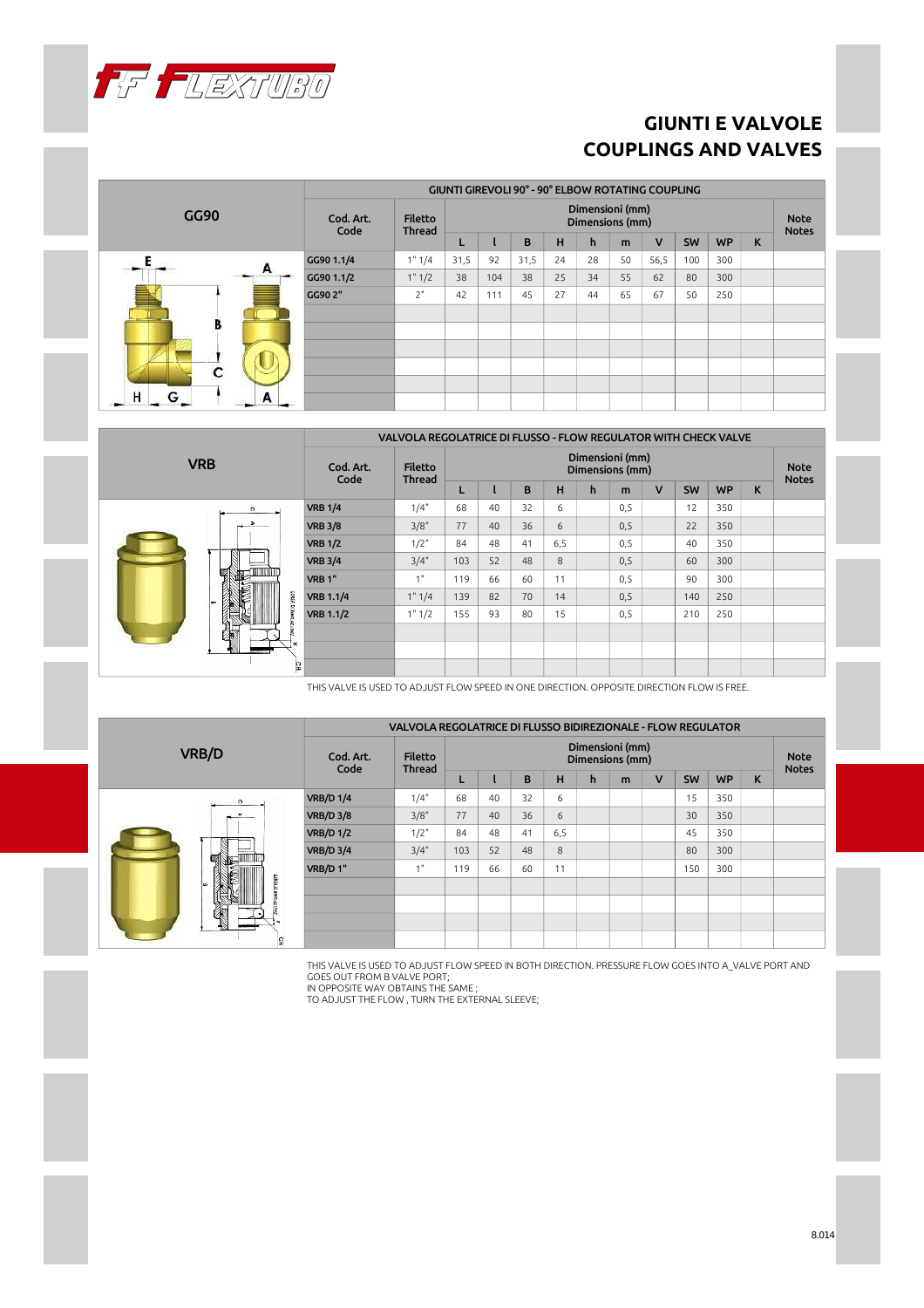# GIUNTI E VALVOLE
# COUPLINGS AND VALVES

## GG90

| Cod. Art. Code | Filetto Thread | GIUNTI GIREVOLI 90° - 90° ELBOW ROTATING COUPLING — Dimensioni (mm) Dimensions (mm) | | | | | | | | | | Note Notes |
|---|---|---|---|---|---|---|---|---|---|---|---|---|
| | | L | l | B | H | h | m | V | SW | WP | K | |
| GG90 1.1/4 | 1" 1/4 | 31,5 | 92 | 31,5 | 24 | 28 | 50 | 56,5 | 100 | 300 | | |
| GG90 1.1/2 | 1" 1/2 | 38 | 104 | 38 | 25 | 34 | 55 | 62 | 80 | 300 | | |
| GG90 2" | 2" | 42 | 111 | 45 | 27 | 44 | 65 | 67 | 50 | 250 | | |

## VRB

| Cod. Art. Code | Filetto Thread | VALVOLA REGOLATRICE DI FLUSSO - FLOW REGULATOR WITH CHECK VALVE — Dimensioni (mm) Dimensions (mm) | | | | | | | | | | Note Notes |
|---|---|---|---|---|---|---|---|---|---|---|---|---|
| | | L | l | B | H | h | m | V | SW | WP | K | |
| VRB 1/4 | 1/4" | 68 | 40 | 32 | 6 | | 0,5 | | 12 | 350 | | |
| VRB 3/8 | 3/8" | 77 | 40 | 36 | 6 | | 0,5 | | 22 | 350 | | |
| VRB 1/2 | 1/2" | 84 | 48 | 41 | 6,5 | | 0,5 | | 40 | 350 | | |
| VRB 3/4 | 3/4" | 103 | 52 | 48 | 8 | | 0,5 | | 60 | 300 | | |
| VRB 1" | 1" | 119 | 66 | 60 | 11 | | 0,5 | | 90 | 300 | | |
| VRB 1.1/4 | 1" 1/4 | 139 | 82 | 70 | 14 | | 0,5 | | 140 | 250 | | |
| VRB 1.1/2 | 1" 1/2 | 155 | 93 | 80 | 15 | | 0,5 | | 210 | 250 | | |

THIS VALVE IS USED TO ADJUST FLOW SPEED IN ONE DIRECTION. OPPOSITE DIRECTION FLOW IS FREE.

## VRB/D

| Cod. Art. Code | Filetto Thread | VALVOLA REGOLATRICE DI FLUSSO BIDIREZIONALE - FLOW REGULATOR — Dimensioni (mm) Dimensions (mm) | | | | | | | | | | Note Notes |
|---|---|---|---|---|---|---|---|---|---|---|---|---|
| | | L | l | B | H | h | m | V | SW | WP | K | |
| VRB/D 1/4 | 1/4" | 68 | 40 | 32 | 6 | | | | 15 | 350 | | |
| VRB/D 3/8 | 3/8" | 77 | 40 | 36 | 6 | | | | 30 | 350 | | |
| VRB/D 1/2 | 1/2" | 84 | 48 | 41 | 6,5 | | | | 45 | 350 | | |
| VRB/D 3/4 | 3/4" | 103 | 52 | 48 | 8 | | | | 80 | 300 | | |
| VRB/D 1" | 1" | 119 | 66 | 60 | 11 | | | | 150 | 300 | | |

THIS VALVE IS USED TO ADJUST FLOW SPEED IN BOTH DIRECTION. PRESSURE FLOW GOES INTO A_VALVE PORT AND GOES OUT FROM B VALVE PORT;
IN OPPOSITE WAY OBTAINS THE SAME ;
TO ADJUST THE FLOW , TURN THE EXTERNAL SLEEVE;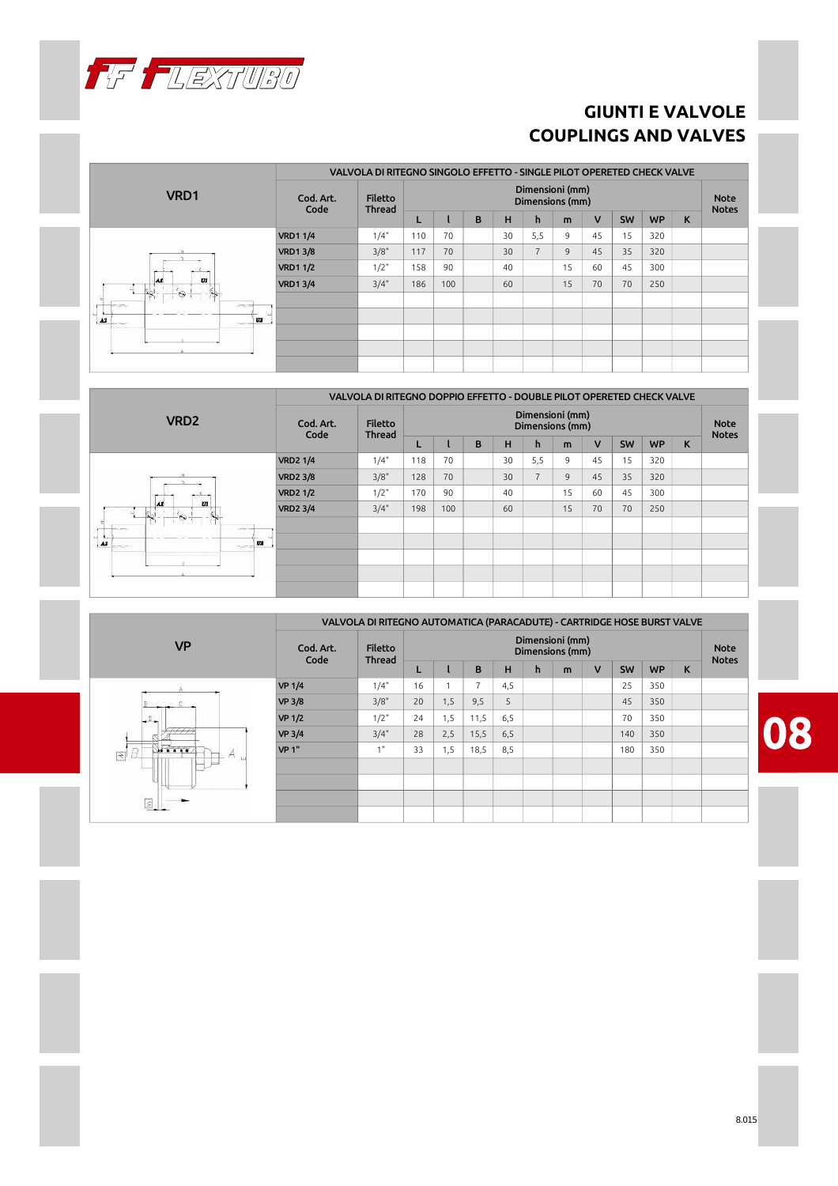# GIUNTI E VALVOLE
# COUPLINGS AND VALVES

## VRD1

| Cod. Art. Code | Filetto Thread | L | l | B | H | h | m | V | SW | WP | K | Note Notes |
|---|---|---|---|---|---|---|---|---|---|---|---|---|
| | | VALVOLA DI RITEGNO SINGOLO EFFETTO - SINGLE PILOT OPERETED CHECK VALVE | | | | | | | | | | |
| | | Dimensioni (mm) Dimensions (mm) | | | | | | | | | | |
| VRD1 1/4 | 1/4" | 110 | 70 | | 30 | 5,5 | 9 | 45 | 15 | 320 | | |
| VRD1 3/8 | 3/8" | 117 | 70 | | 30 | 7 | 9 | 45 | 35 | 320 | | |
| VRD1 1/2 | 1/2" | 158 | 90 | | 40 | | 15 | 60 | 45 | 300 | | |
| VRD1 3/4 | 3/4" | 186 | 100 | | 60 | | 15 | 70 | 70 | 250 | | |

## VRD2

| Cod. Art. Code | Filetto Thread | L | l | B | H | h | m | V | SW | WP | K | Note Notes |
|---|---|---|---|---|---|---|---|---|---|---|---|---|
| | | VALVOLA DI RITEGNO DOPPIO EFFETTO - DOUBLE PILOT OPERETED CHECK VALVE | | | | | | | | | | |
| | | Dimensioni (mm) Dimensions (mm) | | | | | | | | | | |
| VRD2 1/4 | 1/4" | 118 | 70 | | 30 | 5,5 | 9 | 45 | 15 | 320 | | |
| VRD2 3/8 | 3/8" | 128 | 70 | | 30 | 7 | 9 | 45 | 35 | 320 | | |
| VRD2 1/2 | 1/2" | 170 | 90 | | 40 | | 15 | 60 | 45 | 300 | | |
| VRD2 3/4 | 3/4" | 198 | 100 | | 60 | | 15 | 70 | 70 | 250 | | |

## VP

| Cod. Art. Code | Filetto Thread | L | l | B | H | h | m | V | SW | WP | K | Note Notes |
|---|---|---|---|---|---|---|---|---|---|---|---|---|
| | | VALVOLA DI RITEGNO AUTOMATICA (PARACADUTE) - CARTRIDGE HOSE BURST VALVE | | | | | | | | | | |
| | | Dimensioni (mm) Dimensions (mm) | | | | | | | | | | |
| VP 1/4 | 1/4" | 16 | 1 | 7 | 4,5 | | | | 25 | 350 | | |
| VP 3/8 | 3/8" | 20 | 1,5 | 9,5 | 5 | | | | 45 | 350 | | |
| VP 1/2 | 1/2" | 24 | 1,5 | 11,5 | 6,5 | | | | 70 | 350 | | |
| VP 3/4 | 3/4" | 28 | 2,5 | 15,5 | 6,5 | | | | 140 | 350 | | |
| VP 1" | 1" | 33 | 1,5 | 18,5 | 8,5 | | | | 180 | 350 | | |

08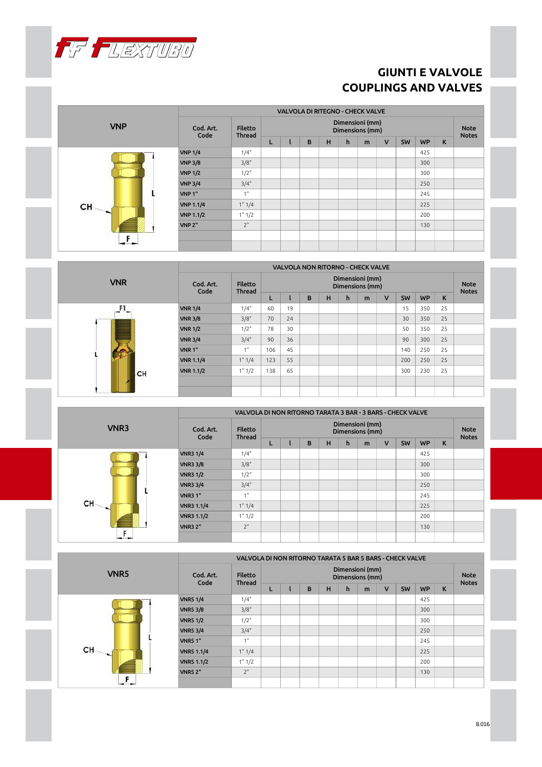# GIUNTI E VALVOLE
# COUPLINGS AND VALVES

## VNP

VALVOLA DI RITEGNO - CHECK VALVE

| Cod. Art. Code | Filetto Thread | Dimensioni (mm) Dimensions (mm) | | | | | | | | | | Note Notes |
|---|---|---|---|---|---|---|---|---|---|---|---|---|
| | | L | l | B | H | h | m | V | SW | WP | K | |
| VNP 1/4 | 1/4" | | | | | | | | | 425 | | |
| VNP 3/8 | 3/8" | | | | | | | | | 300 | | |
| VNP 1/2 | 1/2" | | | | | | | | | 300 | | |
| VNP 3/4 | 3/4" | | | | | | | | | 250 | | |
| VNP 1" | 1" | | | | | | | | | 245 | | |
| VNP 1.1/4 | 1" 1/4 | | | | | | | | | 225 | | |
| VNP 1.1/2 | 1" 1/2 | | | | | | | | | 200 | | |
| VNP 2" | 2" | | | | | | | | | 130 | | |

## VNR

VALVOLA NON RITORNO - CHECK VALVE

| Cod. Art. Code | Filetto Thread | Dimensioni (mm) Dimensions (mm) | | | | | | | | | | Note Notes |
|---|---|---|---|---|---|---|---|---|---|---|---|---|
| | | L | l | B | H | h | m | V | SW | WP | K | |
| VNR 1/4 | 1/4" | 60 | 19 | | | | | | 15 | 350 | 25 | |
| VNR 3/8 | 3/8" | 70 | 24 | | | | | | 30 | 350 | 25 | |
| VNR 1/2 | 1/2" | 78 | 30 | | | | | | 50 | 350 | 25 | |
| VNR 3/4 | 3/4" | 90 | 36 | | | | | | 90 | 300 | 25 | |
| VNR 1" | 1" | 106 | 45 | | | | | | 140 | 250 | 25 | |
| VNR 1.1/4 | 1" 1/4 | 123 | 55 | | | | | | 200 | 250 | 25 | |
| VNR 1.1/2 | 1" 1/2 | 138 | 65 | | | | | | 300 | 230 | 25 | |

## VNR3

VALVOLA DI NON RITORNO TARATA 3 BAR - 3 BARS - CHECK VALVE

| Cod. Art. Code | Filetto Thread | Dimensioni (mm) Dimensions (mm) | | | | | | | | | | Note Notes |
|---|---|---|---|---|---|---|---|---|---|---|---|---|
| | | L | l | B | H | h | m | V | SW | WP | K | |
| VNR3 1/4 | 1/4" | | | | | | | | | 425 | | |
| VNR3 3/8 | 3/8" | | | | | | | | | 300 | | |
| VNR3 1/2 | 1/2" | | | | | | | | | 300 | | |
| VNR3 3/4 | 3/4" | | | | | | | | | 250 | | |
| VNR3 1" | 1" | | | | | | | | | 245 | | |
| VNR3 1.1/4 | 1" 1/4 | | | | | | | | | 225 | | |
| VNR3 1.1/2 | 1" 1/2 | | | | | | | | | 200 | | |
| VNR3 2" | 2" | | | | | | | | | 130 | | |

## VNR5

VALVOLA DI NON RITORNO TARATA 5 BAR 5 BARS - CHECK VALVE

| Cod. Art. Code | Filetto Thread | Dimensioni (mm) Dimensions (mm) | | | | | | | | | | Note Notes |
|---|---|---|---|---|---|---|---|---|---|---|---|---|
| | | L | l | B | H | h | m | V | SW | WP | K | |
| VNR5 1/4 | 1/4" | | | | | | | | | 425 | | |
| VNR5 3/8 | 3/8" | | | | | | | | | 300 | | |
| VNR5 1/2 | 1/2" | | | | | | | | | 300 | | |
| VNR5 3/4 | 3/4" | | | | | | | | | 250 | | |
| VNR5 1" | 1" | | | | | | | | | 245 | | |
| VNR5 1.1/4 | 1" 1/4 | | | | | | | | | 225 | | |
| VNR5 1.1/2 | 1" 1/2 | | | | | | | | | 200 | | |
| VNR5 2" | 2" | | | | | | | | | 130 | | |